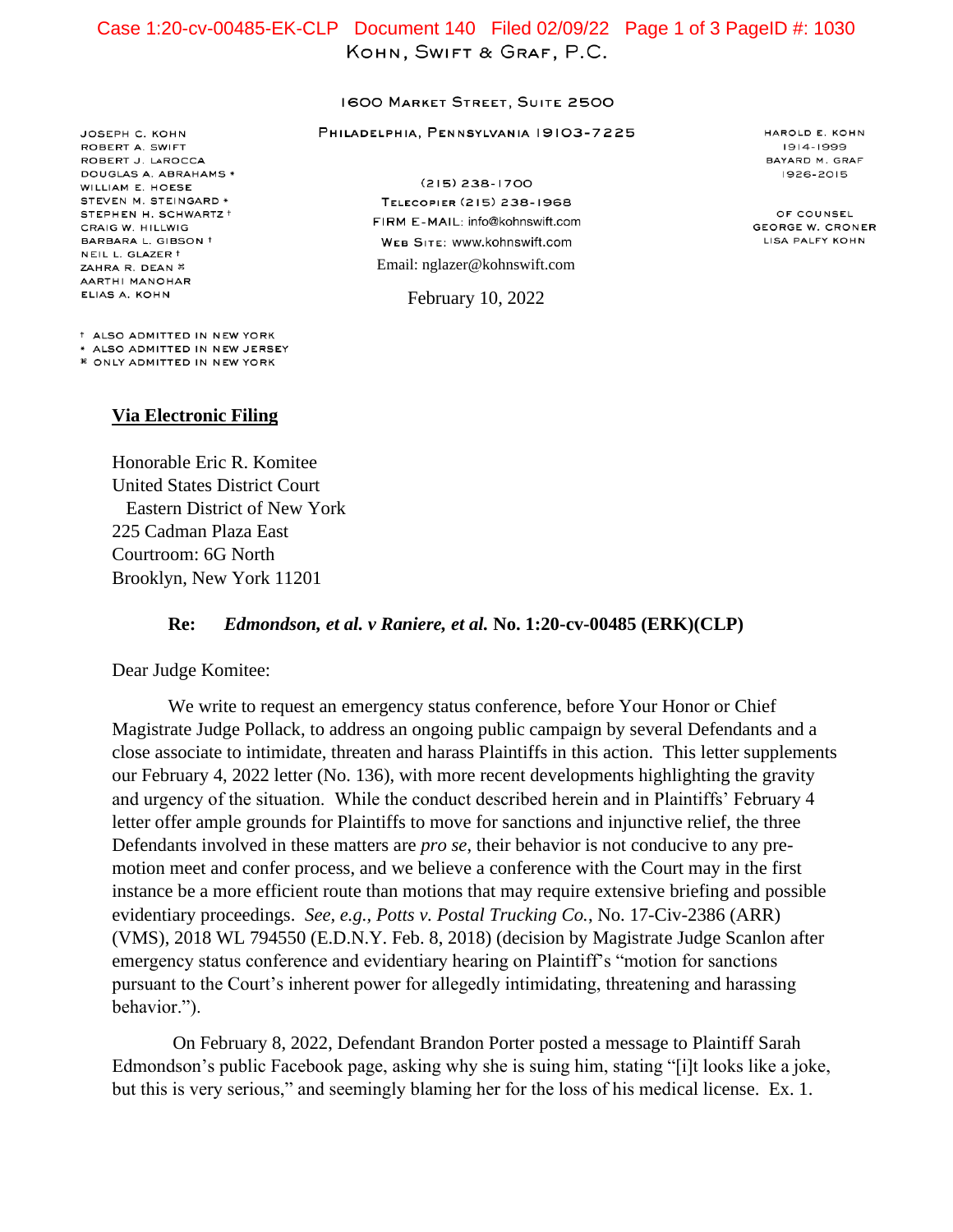KOHN, SWIFT & GRAF, P.C.

1600 MARKET STREET, SUITE 2500

PHILADELPHIA, PENNSYLVANIA 19103-7225

(215) 238-1700
TELECOPIER (215) 238-1968
FIRM E-MAIL: info@kohnswift.com
WEB SITE: www.kohnswift.com
Email: nglazer@kohnswift.com

JOSEPH C. KOHN
ROBERT A. SWIFT
ROBERT J. LAROCCA
DOUGLAS A. ABRAHAMS *
WILLIAM E. HOESE
STEVEN M. STEINGARD *
STEPHEN H. SCHWARTZ †
CRAIG W. HILLWIG
BARBARA L. GIBSON †
NEIL L. GLAZER †
ZAHRA R. DEAN ⌘
AARTHI MANOHAR
ELIAS A. KOHN

† ALSO ADMITTED IN NEW YORK
* ALSO ADMITTED IN NEW JERSEY
⌘ ONLY ADMITTED IN NEW YORK

HAROLD E. KOHN
1914-1999
BAYARD M. GRAF
1926-2015

OF COUNSEL
GEORGE W. CRONER
LISA PALFY KOHN

February 10, 2022

**<u>Via Electronic Filing</u>**

Honorable Eric R. Komitee
United States District Court
Eastern District of New York
225 Cadman Plaza East
Courtroom: 6G North
Brooklyn, New York 11201

**Re: *Edmondson, et al. v Raniere, et al.* No. 1:20-cv-00485 (ERK)(CLP)**

Dear Judge Komitee:

We write to request an emergency status conference, before Your Honor or Chief Magistrate Judge Pollack, to address an ongoing public campaign by several Defendants and a close associate to intimidate, threaten and harass Plaintiffs in this action. This letter supplements our February 4, 2022 letter (No. 136), with more recent developments highlighting the gravity and urgency of the situation. While the conduct described herein and in Plaintiffs' February 4 letter offer ample grounds for Plaintiffs to move for sanctions and injunctive relief, the three Defendants involved in these matters are *pro se*, their behavior is not conducive to any pre-motion meet and confer process, and we believe a conference with the Court may in the first instance be a more efficient route than motions that may require extensive briefing and possible evidentiary proceedings. *See, e.g., Potts v. Postal Trucking Co.*, No. 17-Civ-2386 (ARR) (VMS), 2018 WL 794550 (E.D.N.Y. Feb. 8, 2018) (decision by Magistrate Judge Scanlon after emergency status conference and evidentiary hearing on Plaintiff's "motion for sanctions pursuant to the Court's inherent power for allegedly intimidating, threatening and harassing behavior.").

On February 8, 2022, Defendant Brandon Porter posted a message to Plaintiff Sarah Edmondson's public Facebook page, asking why she is suing him, stating "[i]t looks like a joke, but this is very serious," and seemingly blaming her for the loss of his medical license. Ex. 1.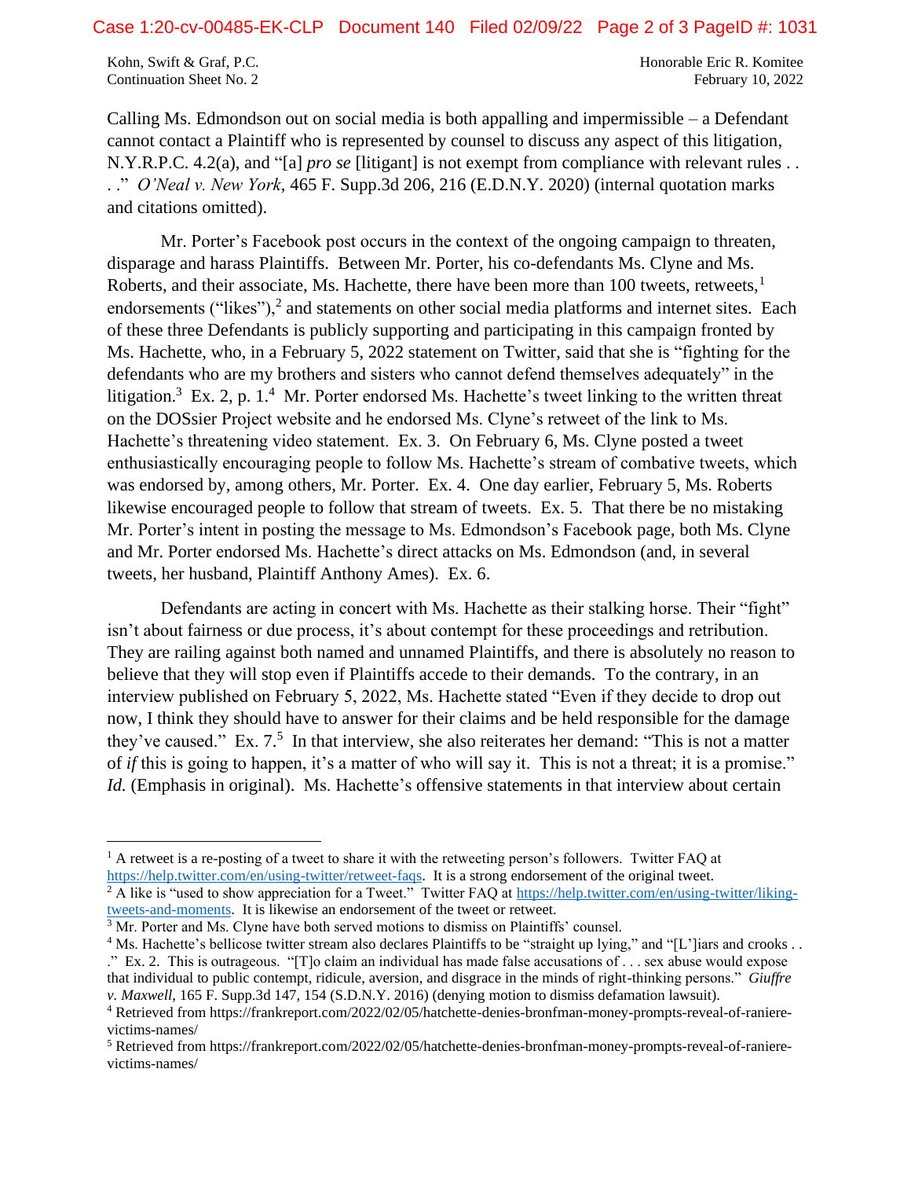Calling Ms. Edmondson out on social media is both appalling and impermissible – a Defendant cannot contact a Plaintiff who is represented by counsel to discuss any aspect of this litigation, N.Y.R.P.C. 4.2(a), and "[a] *pro se* [litigant] is not exempt from compliance with relevant rules . . . ." *O'Neal v. New York*, 465 F. Supp.3d 206, 216 (E.D.N.Y. 2020) (internal quotation marks and citations omitted).

Mr. Porter's Facebook post occurs in the context of the ongoing campaign to threaten, disparage and harass Plaintiffs. Between Mr. Porter, his co-defendants Ms. Clyne and Ms. Roberts, and their associate, Ms. Hachette, there have been more than 100 tweets, retweets,[1] endorsements ("likes"),[2] and statements on other social media platforms and internet sites. Each of these three Defendants is publicly supporting and participating in this campaign fronted by Ms. Hachette, who, in a February 5, 2022 statement on Twitter, said that she is "fighting for the defendants who are my brothers and sisters who cannot defend themselves adequately" in the litigation.[3] Ex. 2, p. 1.[4] Mr. Porter endorsed Ms. Hachette's tweet linking to the written threat on the DOSsier Project website and he endorsed Ms. Clyne's retweet of the link to Ms. Hachette's threatening video statement. Ex. 3. On February 6, Ms. Clyne posted a tweet enthusiastically encouraging people to follow Ms. Hachette's stream of combative tweets, which was endorsed by, among others, Mr. Porter. Ex. 4. One day earlier, February 5, Ms. Roberts likewise encouraged people to follow that stream of tweets. Ex. 5. That there be no mistaking Mr. Porter's intent in posting the message to Ms. Edmondson's Facebook page, both Ms. Clyne and Mr. Porter endorsed Ms. Hachette's direct attacks on Ms. Edmondson (and, in several tweets, her husband, Plaintiff Anthony Ames). Ex. 6.

Defendants are acting in concert with Ms. Hachette as their stalking horse. Their "fight" isn't about fairness or due process, it's about contempt for these proceedings and retribution. They are railing against both named and unnamed Plaintiffs, and there is absolutely no reason to believe that they will stop even if Plaintiffs accede to their demands. To the contrary, in an interview published on February 5, 2022, Ms. Hachette stated "Even if they decide to drop out now, I think they should have to answer for their claims and be held responsible for the damage they've caused." Ex. 7.[5] In that interview, she also reiterates her demand: "This is not a matter of *if* this is going to happen, it's a matter of who will say it. This is not a threat; it is a promise." *Id.* (Emphasis in original). Ms. Hachette's offensive statements in that interview about certain

---

[1] A retweet is a re-posting of a tweet to share it with the retweeting person's followers. Twitter FAQ at https://help.twitter.com/en/using-twitter/retweet-faqs. It is a strong endorsement of the original tweet.

[2] A like is "used to show appreciation for a Tweet." Twitter FAQ at https://help.twitter.com/en/using-twitter/liking-tweets-and-moments. It is likewise an endorsement of the tweet or retweet.

[3] Mr. Porter and Ms. Clyne have both served motions to dismiss on Plaintiffs' counsel.

[4] Ms. Hachette's bellicose twitter stream also declares Plaintiffs to be "straight up lying," and "[L']iars and crooks . . . ." Ex. 2. This is outrageous. "[T]o claim an individual has made false accusations of . . . sex abuse would expose that individual to public contempt, ridicule, aversion, and disgrace in the minds of right-thinking persons." *Giuffre v. Maxwell*, 165 F. Supp.3d 147, 154 (S.D.N.Y. 2016) (denying motion to dismiss defamation lawsuit).

[4] Retrieved from https://frankreport.com/2022/02/05/hatchette-denies-bronfman-money-prompts-reveal-of-raniere-victims-names/

[5] Retrieved from https://frankreport.com/2022/02/05/hatchette-denies-bronfman-money-prompts-reveal-of-raniere-victims-names/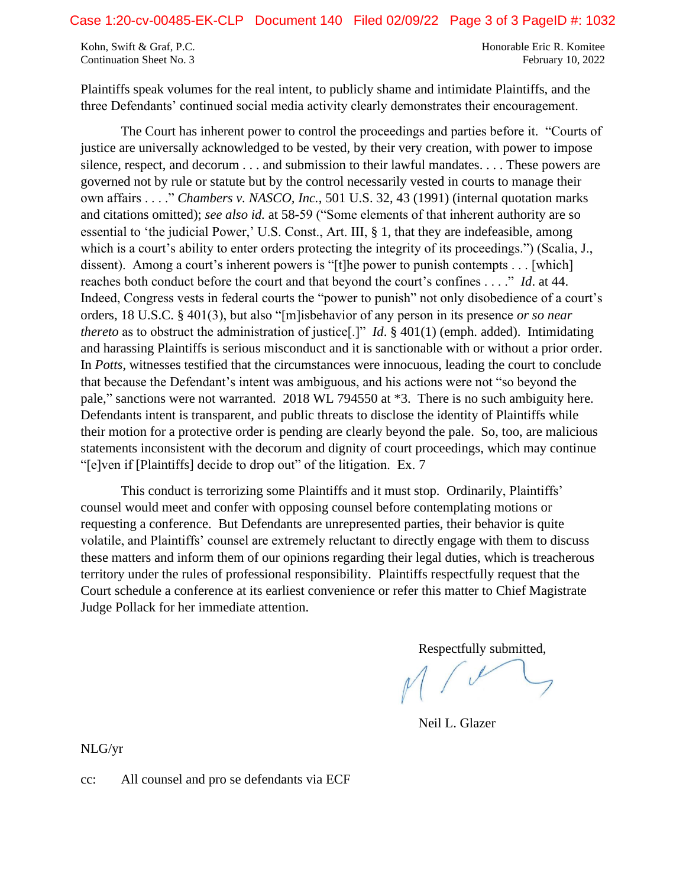Plaintiffs speak volumes for the real intent, to publicly shame and intimidate Plaintiffs, and the three Defendants' continued social media activity clearly demonstrates their encouragement.

The Court has inherent power to control the proceedings and parties before it. "Courts of justice are universally acknowledged to be vested, by their very creation, with power to impose silence, respect, and decorum . . . and submission to their lawful mandates. . . . These powers are governed not by rule or statute but by the control necessarily vested in courts to manage their own affairs . . . ." *Chambers v. NASCO, Inc.*, 501 U.S. 32, 43 (1991) (internal quotation marks and citations omitted); *see also id.* at 58-59 ("Some elements of that inherent authority are so essential to 'the judicial Power,' U.S. Const., Art. III, § 1, that they are indefeasible, among which is a court's ability to enter orders protecting the integrity of its proceedings.") (Scalia, J., dissent). Among a court's inherent powers is "[t]he power to punish contempts . . . [which] reaches both conduct before the court and that beyond the court's confines . . . ." *Id*. at 44. Indeed, Congress vests in federal courts the "power to punish" not only disobedience of a court's orders, 18 U.S.C. § 401(3), but also "[m]isbehavior of any person in its presence *or so near thereto* as to obstruct the administration of justice[.]" *Id*. § 401(1) (emph. added). Intimidating and harassing Plaintiffs is serious misconduct and it is sanctionable with or without a prior order. In *Potts*, witnesses testified that the circumstances were innocuous, leading the court to conclude that because the Defendant's intent was ambiguous, and his actions were not "so beyond the pale," sanctions were not warranted. 2018 WL 794550 at *3. There is no such ambiguity here. Defendants intent is transparent, and public threats to disclose the identity of Plaintiffs while their motion for a protective order is pending are clearly beyond the pale. So, too, are malicious statements inconsistent with the decorum and dignity of court proceedings, which may continue "[e]ven if [Plaintiffs] decide to drop out" of the litigation. Ex. 7

This conduct is terrorizing some Plaintiffs and it must stop. Ordinarily, Plaintiffs' counsel would meet and confer with opposing counsel before contemplating motions or requesting a conference. But Defendants are unrepresented parties, their behavior is quite volatile, and Plaintiffs' counsel are extremely reluctant to directly engage with them to discuss these matters and inform them of our opinions regarding their legal duties, which is treacherous territory under the rules of professional responsibility. Plaintiffs respectfully request that the Court schedule a conference at its earliest convenience or refer this matter to Chief Magistrate Judge Pollack for her immediate attention.

Respectfully submitted,

Neil L. Glazer

NLG/yr

cc: All counsel and pro se defendants via ECF